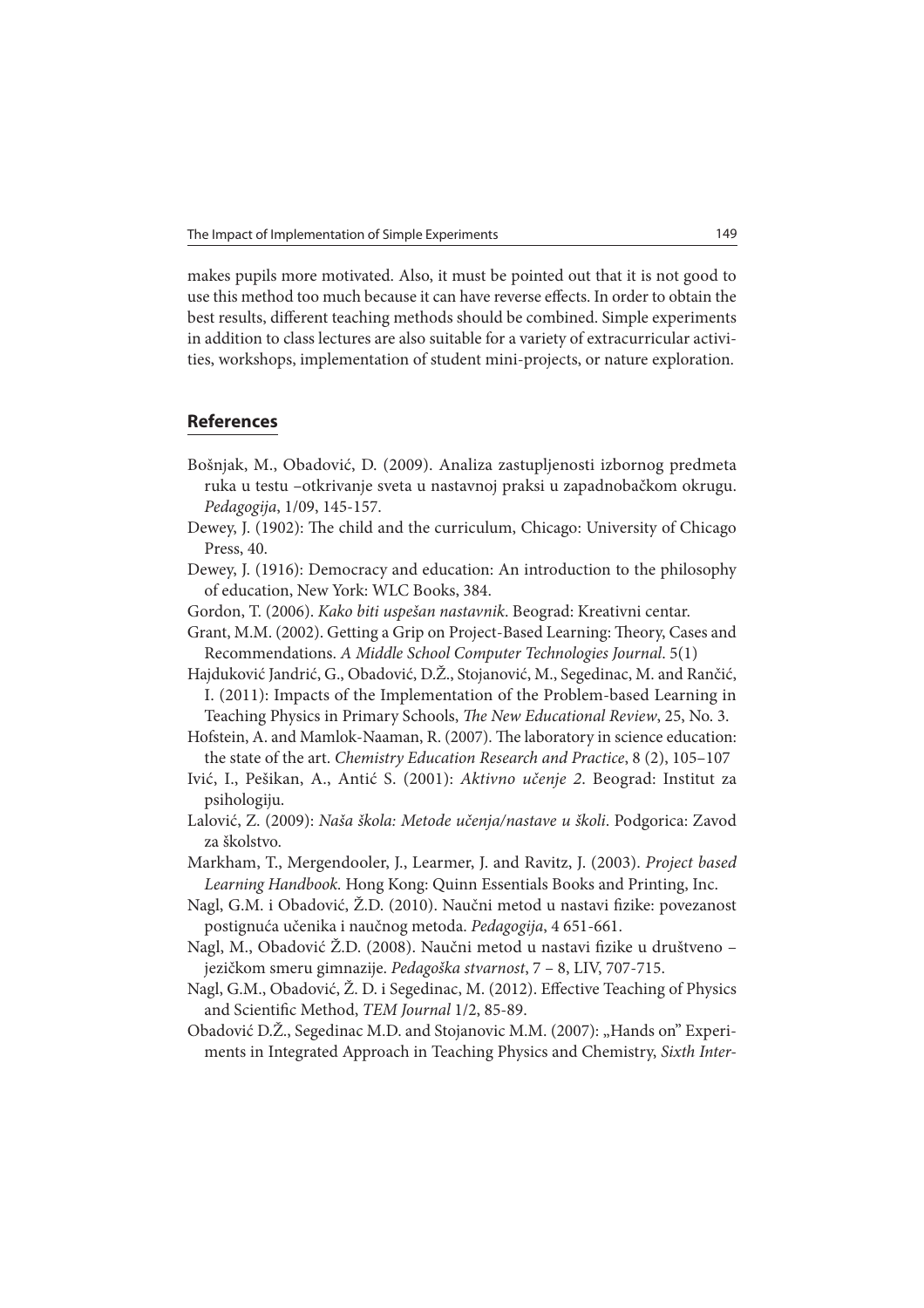makes pupils more motivated. Also, it must be pointed out that it is not good to use this method too much because it can have reverse effects. In order to obtain the best results, different teaching methods should be combined. Simple experiments in addition to class lectures are also suitable for a variety of extracurricular activities, workshops, implementation of student mini-projects, or nature exploration.

## References

Bošnjak, M., Obadović, D. (2009). Analiza zastupljenosti izbornog predmeta ruka u testu –otkrivanje sveta u nastavnoj praksi u zapadnobačkom okrugu. *Pedagogija*, 1/09, 145-157.

Dewey, J. (1902): The child and the curriculum, Chicago: University of Chicago Press, 40.

Dewey, J. (1916): Democracy and education: An introduction to the philosophy of education, New York: WLC Books, 384.

Gordon, T. (2006). *Kako biti uspešan nastavnik*. Beograd: Kreativni centar.

Grant, M.M. (2002). Getting a Grip on Project-Based Learning: Theory, Cases and Recommendations. *A Middle School Computer Technologies Journal*. 5(1)

Hajduković Jandrić, G., Obadović, D.Ž., Stojanović, M., Segedinac, M. and Rančić, I. (2011): Impacts of the Implementation of the Problem-based Learning in Teaching Physics in Primary Schools, *The New Educational Review*, 25, No. 3.

Hofstein, A. and Mamlok-Naaman, R. (2007). The laboratory in science education: the state of the art. *Chemistry Education Research and Practice*, 8 (2), 105–107

Ivić, I., Pešikan, A., Antić S. (2001): *Aktivno učenje 2*. Beograd: Institut za psihologiju.

Lalović, Z. (2009): *Naša škola: Metode učenja/nastave u školi*. Podgorica: Zavod za školstvo.

Markham, T., Mergendooler, J., Learmer, J. and Ravitz, J. (2003). *Project based Learning Handbook.* Hong Kong: Quinn Essentials Books and Printing, Inc.

Nagl, G.M. i Obadović, Ž.D. (2010). Naučni metod u nastavi fizike: povezanost postignuća učenika i naučnog metoda. *Pedagogija*, 4 651-661.

Nagl, M., Obadović Ž.D. (2008). Naučni metod u nastavi fizike u društveno – jezičkom smeru gimnazije. *Pedagoška stvarnost*, 7 – 8, LIV, 707-715.

Nagl, G.M., Obadović, Ž. D. i Segedinac, M. (2012). Effective Teaching of Physics and Scientific Method, *TEM Journal* 1/2, 85-89.

Obadović D.Ž., Segedinac M.D. and Stojanovic M.M. (2007): „Hands on" Experiments in Integrated Approach in Teaching Physics and Chemistry, *Sixth Inter-*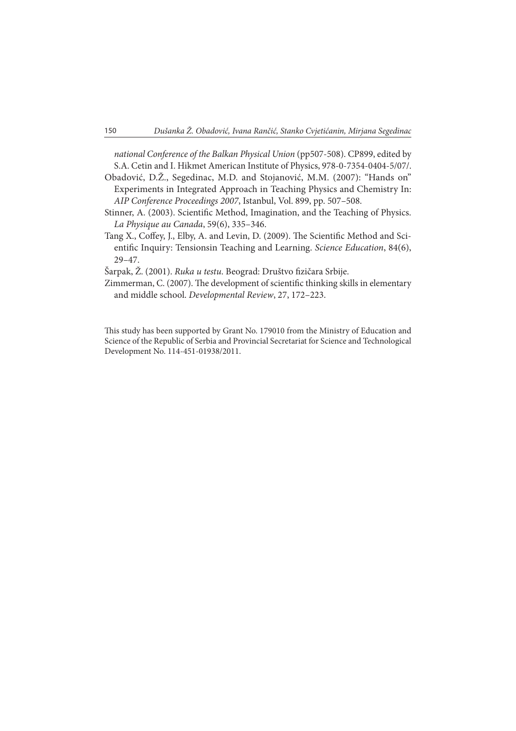*national Conference of the Balkan Physical Union* (pp507-508). CP899, edited by S.A. Cetin and I. Hikmet American Institute of Physics, 978-0-7354-0404-5/07/.

Obadović, D.Ž., Segedinac, M.D. and Stojanović, M.M. (2007): "Hands on" Experiments in Integrated Approach in Teaching Physics and Chemistry In: *AIP Conference Proceedings 2007*, Istanbul, Vol. 899, pp. 507–508.

Stinner, A. (2003). Scientific Method, Imagination, and the Teaching of Physics. *La Physique au Canada*, 59(6), 335–346.

Tang X., Coffey, J., Elby, A. and Levin, D. (2009). The Scientific Method and Scientific Inquiry: Tensionsin Teaching and Learning. *Science Education*, 84(6), 29–47.

Šarpak, Ž. (2001). *Ruka u testu*. Beograd: Društvo fizičara Srbije.

Zimmerman, C. (2007). The development of scientific thinking skills in elementary and middle school. *Developmental Review*, 27, 172–223.

This study has been supported by Grant No. 179010 from the Ministry of Education and Science of the Republic of Serbia and Provincial Secretariat for Science and Technological Development No. 114-451-01938/2011.